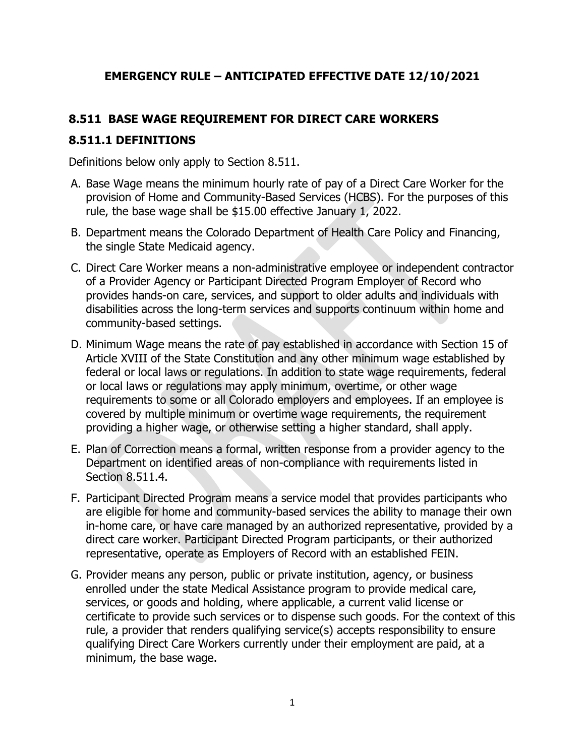**EMERGENCY RULE – ANTICIPATED EFFECTIVE DATE 12/10/2021**

## 8.511 BASE WAGE REQUIREMENT FOR DIRECT CARE WORKERS

### 8.511.1 DEFINITIONS

Definitions below only apply to Section 8.511.

A. Base Wage means the minimum hourly rate of pay of a Direct Care Worker for the provision of Home and Community-Based Services (HCBS). For the purposes of this rule, the base wage shall be $15.00 effective January 1, 2022.

B. Department means the Colorado Department of Health Care Policy and Financing, the single State Medicaid agency.

C. Direct Care Worker means a non-administrative employee or independent contractor of a Provider Agency or Participant Directed Program Employer of Record who provides hands-on care, services, and support to older adults and individuals with disabilities across the long-term services and supports continuum within home and community-based settings.

D. Minimum Wage means the rate of pay established in accordance with Section 15 of Article XVIII of the State Constitution and any other minimum wage established by federal or local laws or regulations. In addition to state wage requirements, federal or local laws or regulations may apply minimum, overtime, or other wage requirements to some or all Colorado employers and employees. If an employee is covered by multiple minimum or overtime wage requirements, the requirement providing a higher wage, or otherwise setting a higher standard, shall apply.

E. Plan of Correction means a formal, written response from a provider agency to the Department on identified areas of non-compliance with requirements listed in Section 8.511.4.

F. Participant Directed Program means a service model that provides participants who are eligible for home and community-based services the ability to manage their own in-home care, or have care managed by an authorized representative, provided by a direct care worker. Participant Directed Program participants, or their authorized representative, operate as Employers of Record with an established FEIN.

G. Provider means any person, public or private institution, agency, or business enrolled under the state Medical Assistance program to provide medical care, services, or goods and holding, where applicable, a current valid license or certificate to provide such services or to dispense such goods. For the context of this rule, a provider that renders qualifying service(s) accepts responsibility to ensure qualifying Direct Care Workers currently under their employment are paid, at a minimum, the base wage.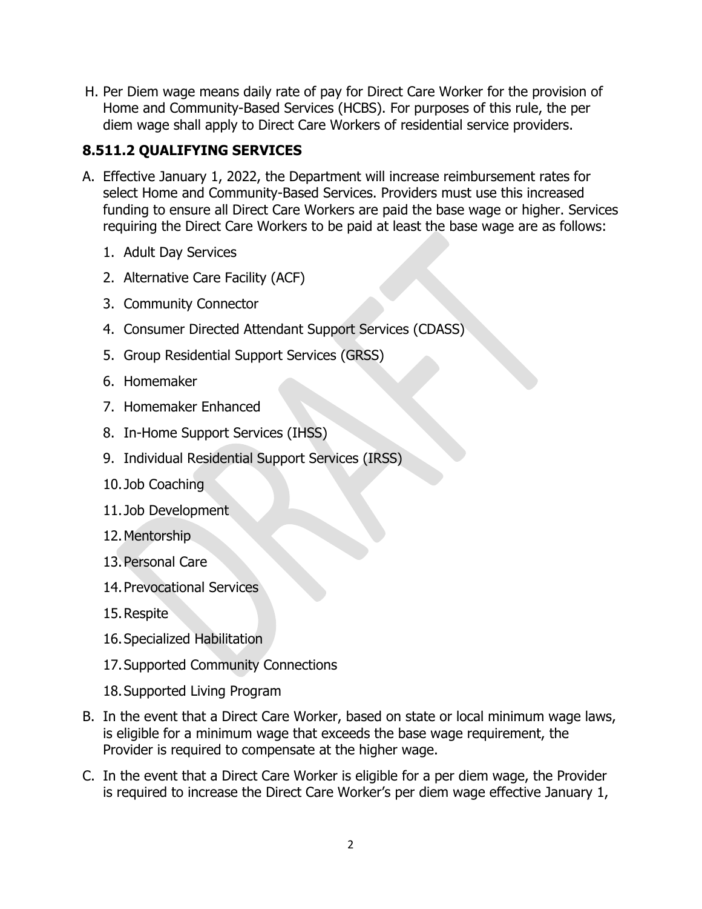H. Per Diem wage means daily rate of pay for Direct Care Worker for the provision of Home and Community-Based Services (HCBS). For purposes of this rule, the per diem wage shall apply to Direct Care Workers of residential service providers.

## 8.511.2 QUALIFYING SERVICES

A. Effective January 1, 2022, the Department will increase reimbursement rates for select Home and Community-Based Services. Providers must use this increased funding to ensure all Direct Care Workers are paid the base wage or higher. Services requiring the Direct Care Workers to be paid at least the base wage are as follows:

   1. Adult Day Services
   2. Alternative Care Facility (ACF)
   3. Community Connector
   4. Consumer Directed Attendant Support Services (CDASS)
   5. Group Residential Support Services (GRSS)
   6. Homemaker
   7. Homemaker Enhanced
   8. In-Home Support Services (IHSS)
   9. Individual Residential Support Services (IRSS)
   10. Job Coaching
   11. Job Development
   12. Mentorship
   13. Personal Care
   14. Prevocational Services
   15. Respite
   16. Specialized Habilitation
   17. Supported Community Connections
   18. Supported Living Program

B. In the event that a Direct Care Worker, based on state or local minimum wage laws, is eligible for a minimum wage that exceeds the base wage requirement, the Provider is required to compensate at the higher wage.

C. In the event that a Direct Care Worker is eligible for a per diem wage, the Provider is required to increase the Direct Care Worker's per diem wage effective January 1,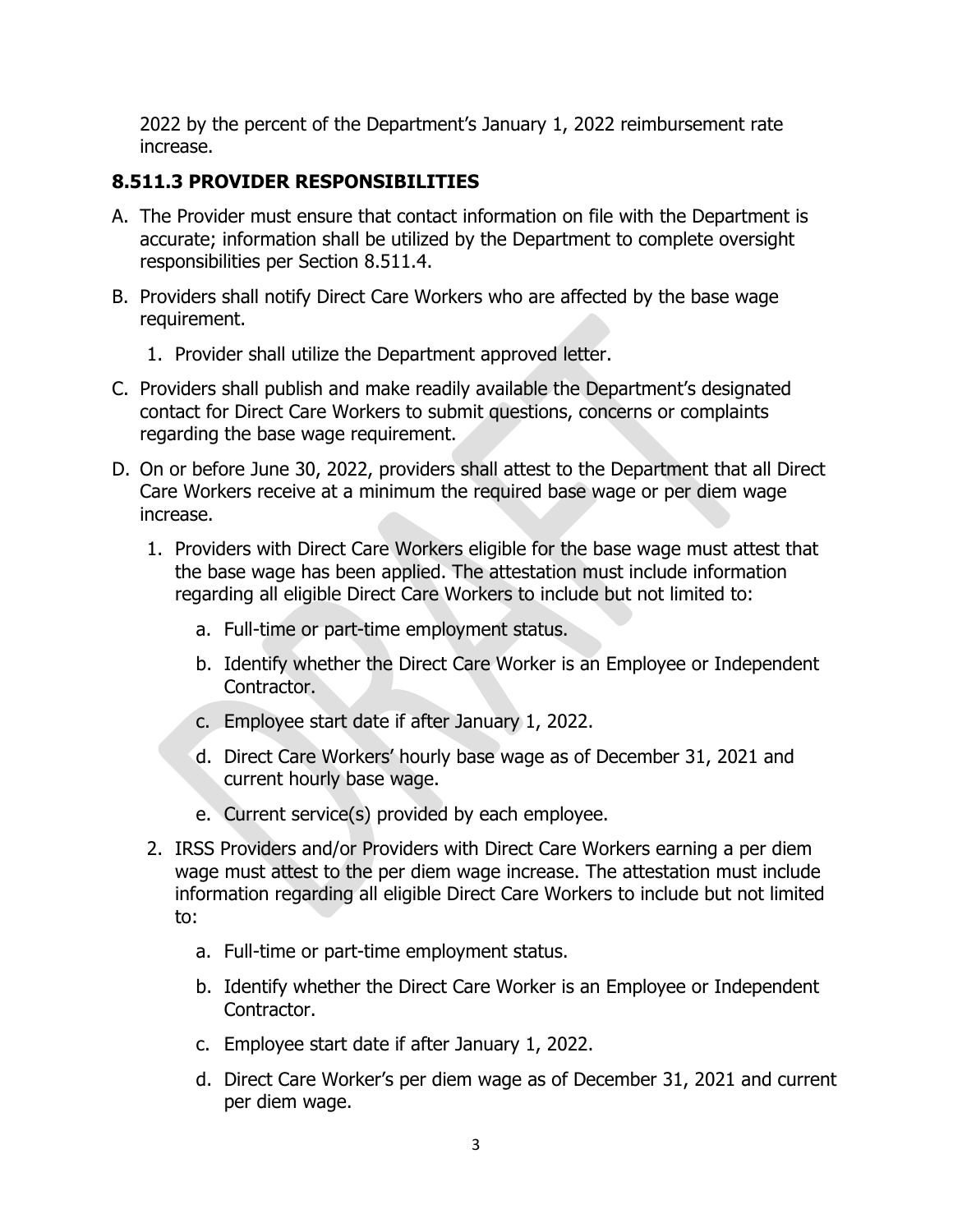2022 by the percent of the Department's January 1, 2022 reimbursement rate increase.

## 8.511.3 PROVIDER RESPONSIBILITIES

A. The Provider must ensure that contact information on file with the Department is accurate; information shall be utilized by the Department to complete oversight responsibilities per Section 8.511.4.

B. Providers shall notify Direct Care Workers who are affected by the base wage requirement.

   1. Provider shall utilize the Department approved letter.

C. Providers shall publish and make readily available the Department's designated contact for Direct Care Workers to submit questions, concerns or complaints regarding the base wage requirement.

D. On or before June 30, 2022, providers shall attest to the Department that all Direct Care Workers receive at a minimum the required base wage or per diem wage increase.

   1. Providers with Direct Care Workers eligible for the base wage must attest that the base wage has been applied. The attestation must include information regarding all eligible Direct Care Workers to include but not limited to:

      a. Full-time or part-time employment status.

      b. Identify whether the Direct Care Worker is an Employee or Independent Contractor.

      c. Employee start date if after January 1, 2022.

      d. Direct Care Workers' hourly base wage as of December 31, 2021 and current hourly base wage.

      e. Current service(s) provided by each employee.

   2. IRSS Providers and/or Providers with Direct Care Workers earning a per diem wage must attest to the per diem wage increase. The attestation must include information regarding all eligible Direct Care Workers to include but not limited to:

      a. Full-time or part-time employment status.

      b. Identify whether the Direct Care Worker is an Employee or Independent Contractor.

      c. Employee start date if after January 1, 2022.

      d. Direct Care Worker's per diem wage as of December 31, 2021 and current per diem wage.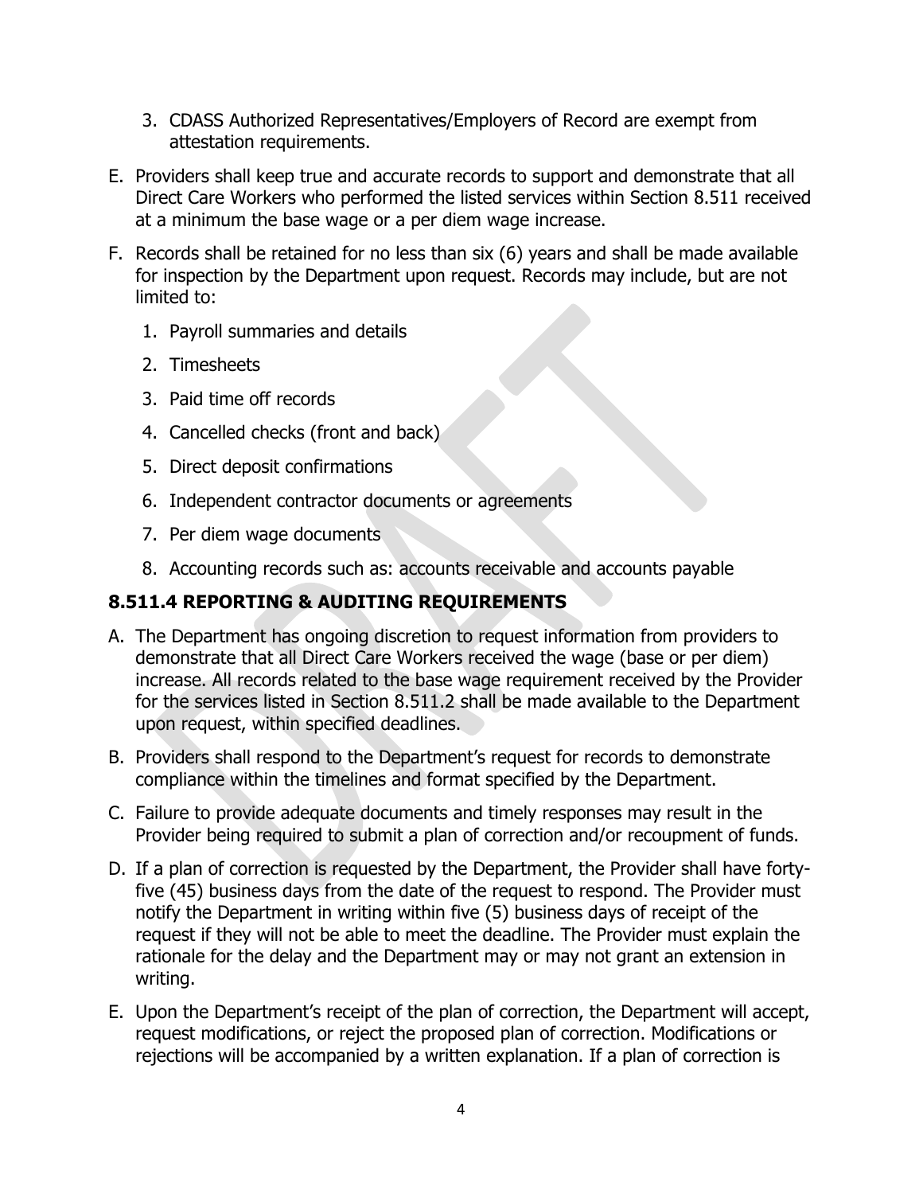3. CDASS Authorized Representatives/Employers of Record are exempt from attestation requirements.

E. Providers shall keep true and accurate records to support and demonstrate that all Direct Care Workers who performed the listed services within Section 8.511 received at a minimum the base wage or a per diem wage increase.

F. Records shall be retained for no less than six (6) years and shall be made available for inspection by the Department upon request. Records may include, but are not limited to:

   1. Payroll summaries and details
   2. Timesheets
   3. Paid time off records
   4. Cancelled checks (front and back)
   5. Direct deposit confirmations
   6. Independent contractor documents or agreements
   7. Per diem wage documents
   8. Accounting records such as: accounts receivable and accounts payable

### 8.511.4 REPORTING & AUDITING REQUIREMENTS

A. The Department has ongoing discretion to request information from providers to demonstrate that all Direct Care Workers received the wage (base or per diem) increase. All records related to the base wage requirement received by the Provider for the services listed in Section 8.511.2 shall be made available to the Department upon request, within specified deadlines.

B. Providers shall respond to the Department's request for records to demonstrate compliance within the timelines and format specified by the Department.

C. Failure to provide adequate documents and timely responses may result in the Provider being required to submit a plan of correction and/or recoupment of funds.

D. If a plan of correction is requested by the Department, the Provider shall have forty-five (45) business days from the date of the request to respond. The Provider must notify the Department in writing within five (5) business days of receipt of the request if they will not be able to meet the deadline. The Provider must explain the rationale for the delay and the Department may or may not grant an extension in writing.

E. Upon the Department's receipt of the plan of correction, the Department will accept, request modifications, or reject the proposed plan of correction. Modifications or rejections will be accompanied by a written explanation. If a plan of correction is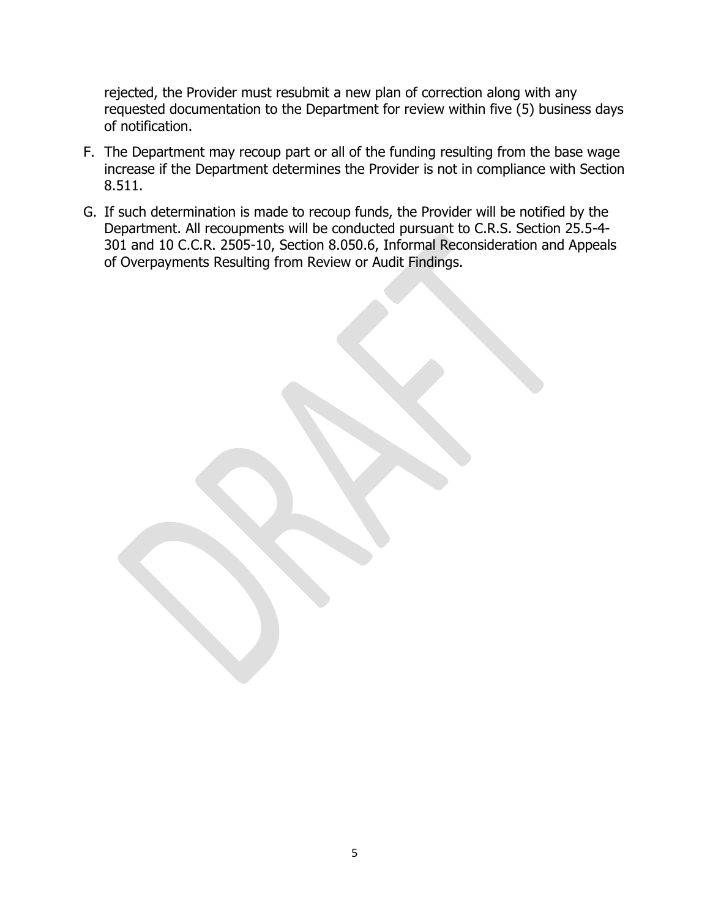rejected, the Provider must resubmit a new plan of correction along with any requested documentation to the Department for review within five (5) business days of notification.

F. The Department may recoup part or all of the funding resulting from the base wage increase if the Department determines the Provider is not in compliance with Section 8.511.

G. If such determination is made to recoup funds, the Provider will be notified by the Department. All recoupments will be conducted pursuant to C.R.S. Section 25.5-4-301 and 10 C.C.R. 2505-10, Section 8.050.6, Informal Reconsideration and Appeals of Overpayments Resulting from Review or Audit Findings.